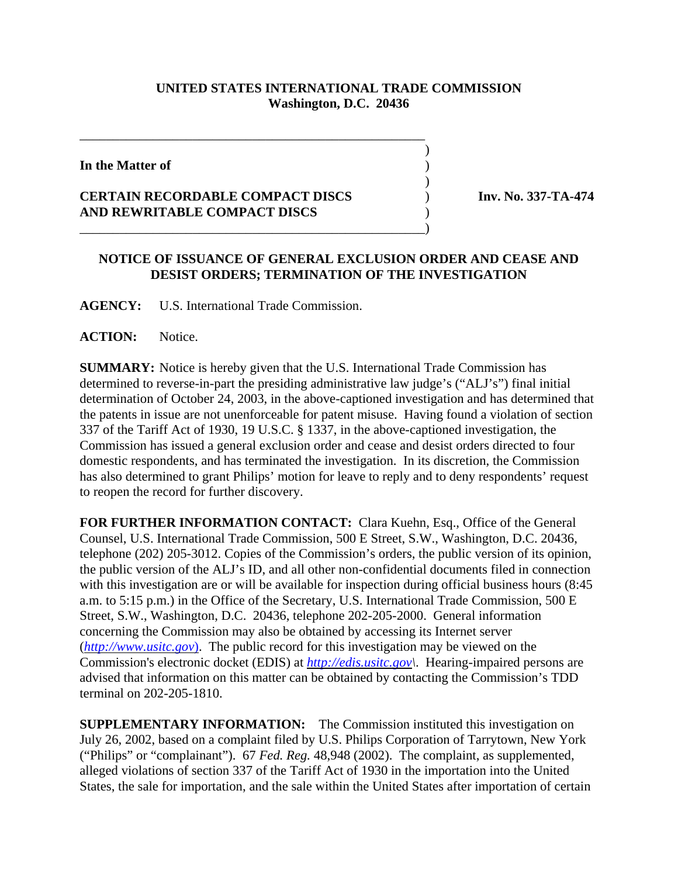**UNITED STATES INTERNATIONAL TRADE COMMISSION**
**Washington, D.C. 20436**

**In the Matter of**

**CERTAIN RECORDABLE COMPACT DISCS AND REWRITABLE COMPACT DISCS**

**Inv. No. 337-TA-474**

**NOTICE OF ISSUANCE OF GENERAL EXCLUSION ORDER AND CEASE AND DESIST ORDERS; TERMINATION OF THE INVESTIGATION**

**AGENCY:** U.S. International Trade Commission.

**ACTION:** Notice.

**SUMMARY:** Notice is hereby given that the U.S. International Trade Commission has determined to reverse-in-part the presiding administrative law judge's ("ALJ's") final initial determination of October 24, 2003, in the above-captioned investigation and has determined that the patents in issue are not unenforceable for patent misuse. Having found a violation of section 337 of the Tariff Act of 1930, 19 U.S.C. § 1337, in the above-captioned investigation, the Commission has issued a general exclusion order and cease and desist orders directed to four domestic respondents, and has terminated the investigation. In its discretion, the Commission has also determined to grant Philips' motion for leave to reply and to deny respondents' request to reopen the record for further discovery.

**FOR FURTHER INFORMATION CONTACT:** Clara Kuehn, Esq., Office of the General Counsel, U.S. International Trade Commission, 500 E Street, S.W., Washington, D.C. 20436, telephone (202) 205-3012. Copies of the Commission's orders, the public version of its opinion, the public version of the ALJ's ID, and all other non-confidential documents filed in connection with this investigation are or will be available for inspection during official business hours (8:45 a.m. to 5:15 p.m.) in the Office of the Secretary, U.S. International Trade Commission, 500 E Street, S.W., Washington, D.C. 20436, telephone 202-205-2000. General information concerning the Commission may also be obtained by accessing its Internet server (*http://www.usitc.gov*). The public record for this investigation may be viewed on the Commission's electronic docket (EDIS) at *http://edis.usitc.gov*\. Hearing-impaired persons are advised that information on this matter can be obtained by contacting the Commission's TDD terminal on 202-205-1810.

**SUPPLEMENTARY INFORMATION:** The Commission instituted this investigation on July 26, 2002, based on a complaint filed by U.S. Philips Corporation of Tarrytown, New York ("Philips" or "complainant"). 67 *Fed. Reg.* 48,948 (2002). The complaint, as supplemented, alleged violations of section 337 of the Tariff Act of 1930 in the importation into the United States, the sale for importation, and the sale within the United States after importation of certain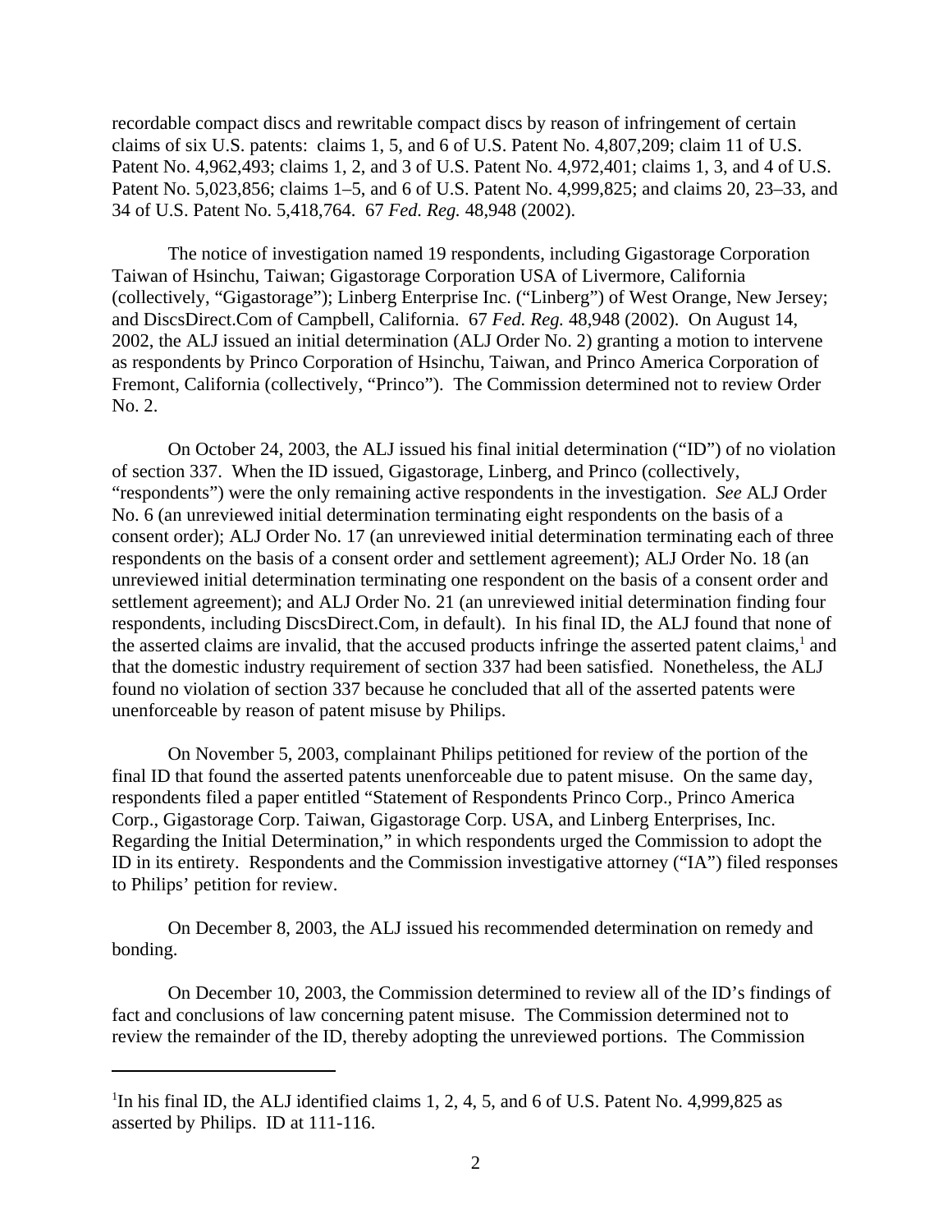recordable compact discs and rewritable compact discs by reason of infringement of certain claims of six U.S. patents: claims 1, 5, and 6 of U.S. Patent No. 4,807,209; claim 11 of U.S. Patent No. 4,962,493; claims 1, 2, and 3 of U.S. Patent No. 4,972,401; claims 1, 3, and 4 of U.S. Patent No. 5,023,856; claims 1–5, and 6 of U.S. Patent No. 4,999,825; and claims 20, 23–33, and 34 of U.S. Patent No. 5,418,764. 67 *Fed. Reg.* 48,948 (2002).

The notice of investigation named 19 respondents, including Gigastorage Corporation Taiwan of Hsinchu, Taiwan; Gigastorage Corporation USA of Livermore, California (collectively, "Gigastorage"); Linberg Enterprise Inc. ("Linberg") of West Orange, New Jersey; and DiscsDirect.Com of Campbell, California. 67 *Fed. Reg.* 48,948 (2002). On August 14, 2002, the ALJ issued an initial determination (ALJ Order No. 2) granting a motion to intervene as respondents by Princo Corporation of Hsinchu, Taiwan, and Princo America Corporation of Fremont, California (collectively, "Princo"). The Commission determined not to review Order No. 2.

On October 24, 2003, the ALJ issued his final initial determination ("ID") of no violation of section 337. When the ID issued, Gigastorage, Linberg, and Princo (collectively, "respondents") were the only remaining active respondents in the investigation. *See* ALJ Order No. 6 (an unreviewed initial determination terminating eight respondents on the basis of a consent order); ALJ Order No. 17 (an unreviewed initial determination terminating each of three respondents on the basis of a consent order and settlement agreement); ALJ Order No. 18 (an unreviewed initial determination terminating one respondent on the basis of a consent order and settlement agreement); and ALJ Order No. 21 (an unreviewed initial determination finding four respondents, including DiscsDirect.Com, in default). In his final ID, the ALJ found that none of the asserted claims are invalid, that the accused products infringe the asserted patent claims,[1] and that the domestic industry requirement of section 337 had been satisfied. Nonetheless, the ALJ found no violation of section 337 because he concluded that all of the asserted patents were unenforceable by reason of patent misuse by Philips.

On November 5, 2003, complainant Philips petitioned for review of the portion of the final ID that found the asserted patents unenforceable due to patent misuse. On the same day, respondents filed a paper entitled "Statement of Respondents Princo Corp., Princo America Corp., Gigastorage Corp. Taiwan, Gigastorage Corp. USA, and Linberg Enterprises, Inc. Regarding the Initial Determination," in which respondents urged the Commission to adopt the ID in its entirety. Respondents and the Commission investigative attorney ("IA") filed responses to Philips' petition for review.

On December 8, 2003, the ALJ issued his recommended determination on remedy and bonding.

On December 10, 2003, the Commission determined to review all of the ID's findings of fact and conclusions of law concerning patent misuse. The Commission determined not to review the remainder of the ID, thereby adopting the unreviewed portions. The Commission

[1]In his final ID, the ALJ identified claims 1, 2, 4, 5, and 6 of U.S. Patent No. 4,999,825 as asserted by Philips. ID at 111-116.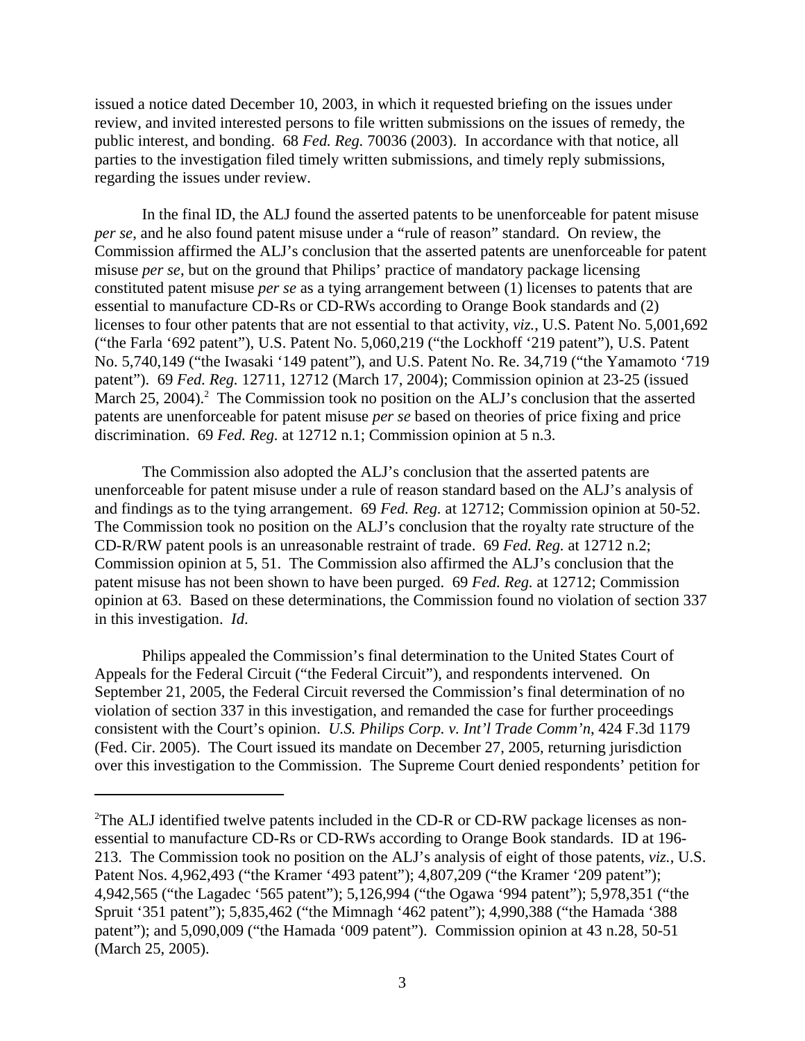issued a notice dated December 10, 2003, in which it requested briefing on the issues under review, and invited interested persons to file written submissions on the issues of remedy, the public interest, and bonding. 68 *Fed. Reg.* 70036 (2003). In accordance with that notice, all parties to the investigation filed timely written submissions, and timely reply submissions, regarding the issues under review.

In the final ID, the ALJ found the asserted patents to be unenforceable for patent misuse *per se*, and he also found patent misuse under a "rule of reason" standard. On review, the Commission affirmed the ALJ's conclusion that the asserted patents are unenforceable for patent misuse *per se*, but on the ground that Philips' practice of mandatory package licensing constituted patent misuse *per se* as a tying arrangement between (1) licenses to patents that are essential to manufacture CD-Rs or CD-RWs according to Orange Book standards and (2) licenses to four other patents that are not essential to that activity, *viz.*, U.S. Patent No. 5,001,692 ("the Farla '692 patent"), U.S. Patent No. 5,060,219 ("the Lockhoff '219 patent"), U.S. Patent No. 5,740,149 ("the Iwasaki '149 patent"), and U.S. Patent No. Re. 34,719 ("the Yamamoto '719 patent"). 69 *Fed. Reg.* 12711, 12712 (March 17, 2004); Commission opinion at 23-25 (issued March 25, 2004).[2] The Commission took no position on the ALJ's conclusion that the asserted patents are unenforceable for patent misuse *per se* based on theories of price fixing and price discrimination. 69 *Fed. Reg.* at 12712 n.1; Commission opinion at 5 n.3.

The Commission also adopted the ALJ's conclusion that the asserted patents are unenforceable for patent misuse under a rule of reason standard based on the ALJ's analysis of and findings as to the tying arrangement. 69 *Fed. Reg.* at 12712; Commission opinion at 50-52. The Commission took no position on the ALJ's conclusion that the royalty rate structure of the CD-R/RW patent pools is an unreasonable restraint of trade. 69 *Fed. Reg.* at 12712 n.2; Commission opinion at 5, 51. The Commission also affirmed the ALJ's conclusion that the patent misuse has not been shown to have been purged. 69 *Fed. Reg.* at 12712; Commission opinion at 63. Based on these determinations, the Commission found no violation of section 337 in this investigation. *Id*.

Philips appealed the Commission's final determination to the United States Court of Appeals for the Federal Circuit ("the Federal Circuit"), and respondents intervened. On September 21, 2005, the Federal Circuit reversed the Commission's final determination of no violation of section 337 in this investigation, and remanded the case for further proceedings consistent with the Court's opinion. *U.S. Philips Corp. v. Int'l Trade Comm'n*, 424 F.3d 1179 (Fed. Cir. 2005). The Court issued its mandate on December 27, 2005, returning jurisdiction over this investigation to the Commission. The Supreme Court denied respondents' petition for

---

[2]The ALJ identified twelve patents included in the CD-R or CD-RW package licenses as non-essential to manufacture CD-Rs or CD-RWs according to Orange Book standards. ID at 196-213. The Commission took no position on the ALJ's analysis of eight of those patents, *viz.*, U.S. Patent Nos. 4,962,493 ("the Kramer '493 patent"); 4,807,209 ("the Kramer '209 patent"); 4,942,565 ("the Lagadec '565 patent"); 5,126,994 ("the Ogawa '994 patent"); 5,978,351 ("the Spruit '351 patent"); 5,835,462 ("the Mimnagh '462 patent"); 4,990,388 ("the Hamada '388 patent"); and 5,090,009 ("the Hamada '009 patent"). Commission opinion at 43 n.28, 50-51 (March 25, 2005).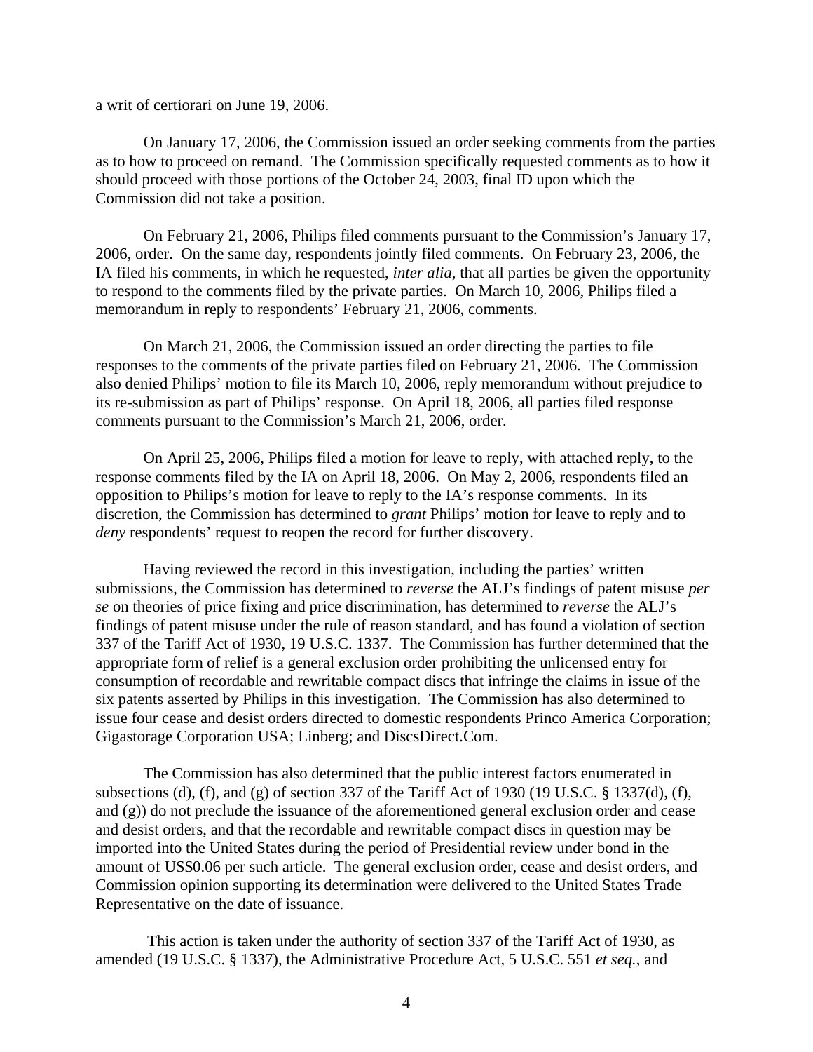a writ of certiorari on June 19, 2006.

On January 17, 2006, the Commission issued an order seeking comments from the parties as to how to proceed on remand. The Commission specifically requested comments as to how it should proceed with those portions of the October 24, 2003, final ID upon which the Commission did not take a position.

On February 21, 2006, Philips filed comments pursuant to the Commission's January 17, 2006, order. On the same day, respondents jointly filed comments. On February 23, 2006, the IA filed his comments, in which he requested, *inter alia*, that all parties be given the opportunity to respond to the comments filed by the private parties. On March 10, 2006, Philips filed a memorandum in reply to respondents' February 21, 2006, comments.

On March 21, 2006, the Commission issued an order directing the parties to file responses to the comments of the private parties filed on February 21, 2006. The Commission also denied Philips' motion to file its March 10, 2006, reply memorandum without prejudice to its re-submission as part of Philips' response. On April 18, 2006, all parties filed response comments pursuant to the Commission's March 21, 2006, order.

On April 25, 2006, Philips filed a motion for leave to reply, with attached reply, to the response comments filed by the IA on April 18, 2006. On May 2, 2006, respondents filed an opposition to Philips's motion for leave to reply to the IA's response comments. In its discretion, the Commission has determined to *grant* Philips' motion for leave to reply and to *deny* respondents' request to reopen the record for further discovery.

Having reviewed the record in this investigation, including the parties' written submissions, the Commission has determined to *reverse* the ALJ's findings of patent misuse *per se* on theories of price fixing and price discrimination, has determined to *reverse* the ALJ's findings of patent misuse under the rule of reason standard, and has found a violation of section 337 of the Tariff Act of 1930, 19 U.S.C. 1337. The Commission has further determined that the appropriate form of relief is a general exclusion order prohibiting the unlicensed entry for consumption of recordable and rewritable compact discs that infringe the claims in issue of the six patents asserted by Philips in this investigation. The Commission has also determined to issue four cease and desist orders directed to domestic respondents Princo America Corporation; Gigastorage Corporation USA; Linberg; and DiscsDirect.Com.

The Commission has also determined that the public interest factors enumerated in subsections (d), (f), and (g) of section 337 of the Tariff Act of 1930 (19 U.S.C. § 1337(d), (f), and (g)) do not preclude the issuance of the aforementioned general exclusion order and cease and desist orders, and that the recordable and rewritable compact discs in question may be imported into the United States during the period of Presidential review under bond in the amount of US$0.06 per such article. The general exclusion order, cease and desist orders, and Commission opinion supporting its determination were delivered to the United States Trade Representative on the date of issuance.

This action is taken under the authority of section 337 of the Tariff Act of 1930, as amended (19 U.S.C. § 1337), the Administrative Procedure Act, 5 U.S.C. 551 *et seq.*, and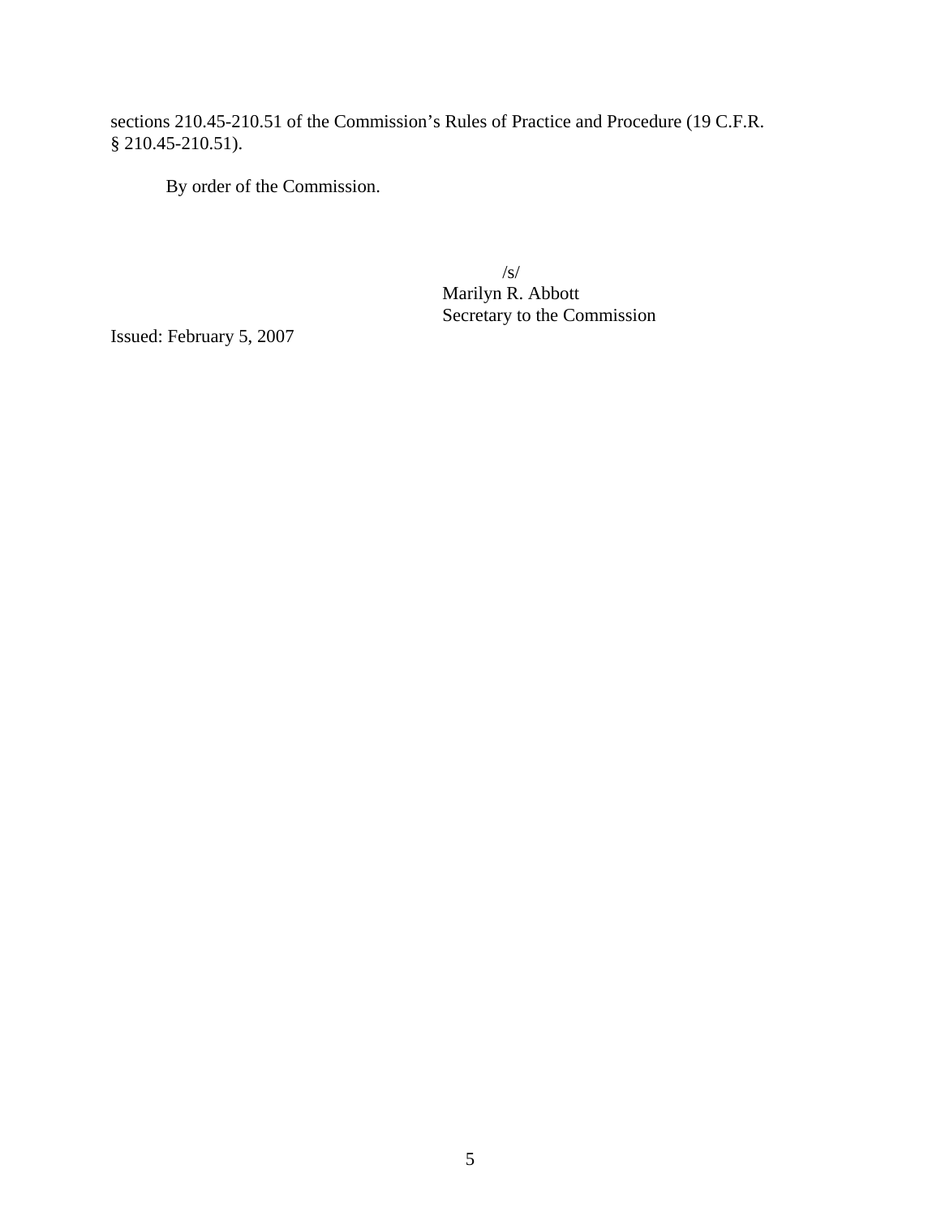sections 210.45-210.51 of the Commission's Rules of Practice and Procedure (19 C.F.R. § 210.45-210.51).

By order of the Commission.

/s/
Marilyn R. Abbott
Secretary to the Commission

Issued: February 5, 2007